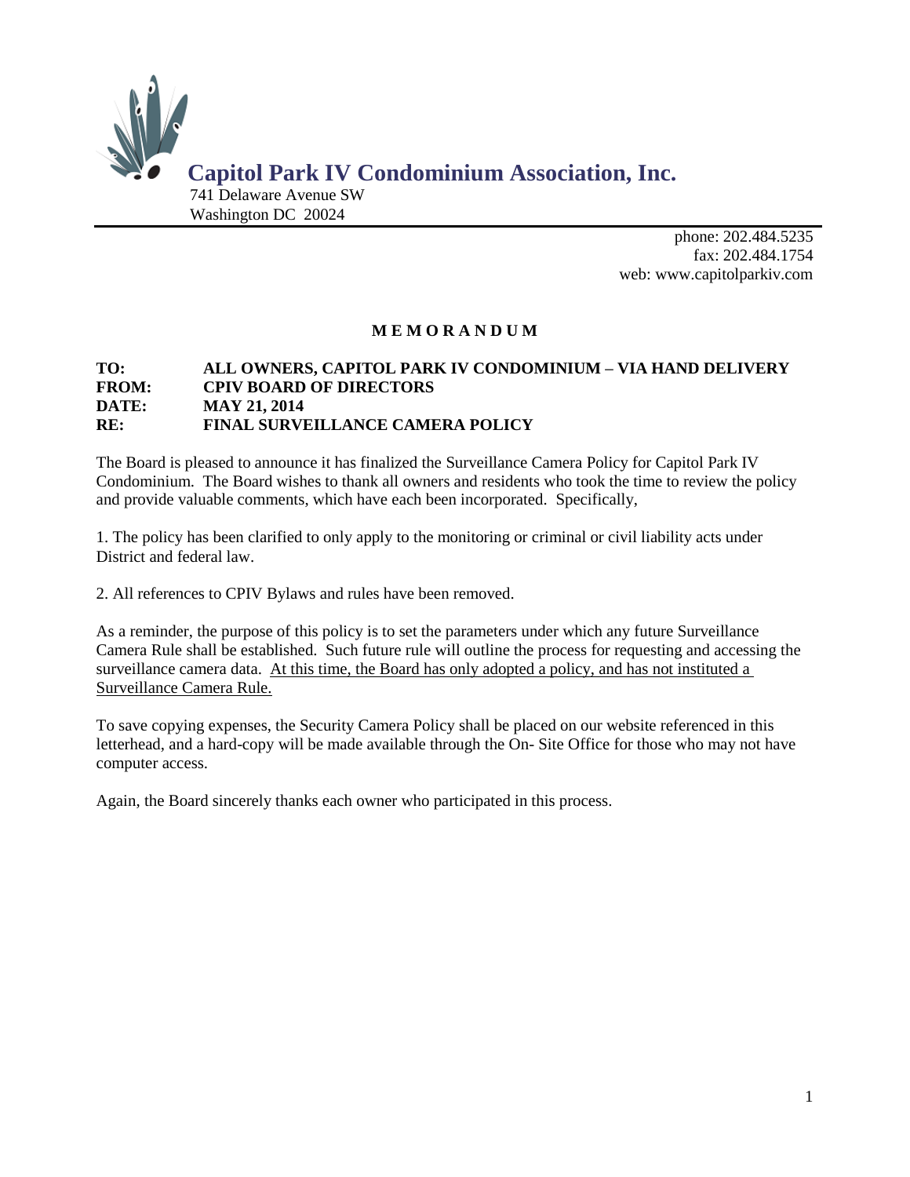# Capitol Park IV Condominium Association, Inc.

741 Delaware Avenue SW
Washington DC 20024

phone: 202.484.5235
fax: 202.484.1754
web: www.capitolparkiv.com

## M E M O R A N D U M

**TO:** ALL OWNERS, CAPITOL PARK IV CONDOMINIUM – VIA HAND DELIVERY
**FROM:** CPIV BOARD OF DIRECTORS
**DATE:** MAY 21, 2014
**RE:** FINAL SURVEILLANCE CAMERA POLICY

The Board is pleased to announce it has finalized the Surveillance Camera Policy for Capitol Park IV Condominium. The Board wishes to thank all owners and residents who took the time to review the policy and provide valuable comments, which have each been incorporated. Specifically,

1. The policy has been clarified to only apply to the monitoring or criminal or civil liability acts under District and federal law.

2. All references to CPIV Bylaws and rules have been removed.

As a reminder, the purpose of this policy is to set the parameters under which any future Surveillance Camera Rule shall be established. Such future rule will outline the process for requesting and accessing the surveillance camera data. <u>At this time, the Board has only adopted a policy, and has not instituted a Surveillance Camera Rule.</u>

To save copying expenses, the Security Camera Policy shall be placed on our website referenced in this letterhead, and a hard-copy will be made available through the On- Site Office for those who may not have computer access.

Again, the Board sincerely thanks each owner who participated in this process.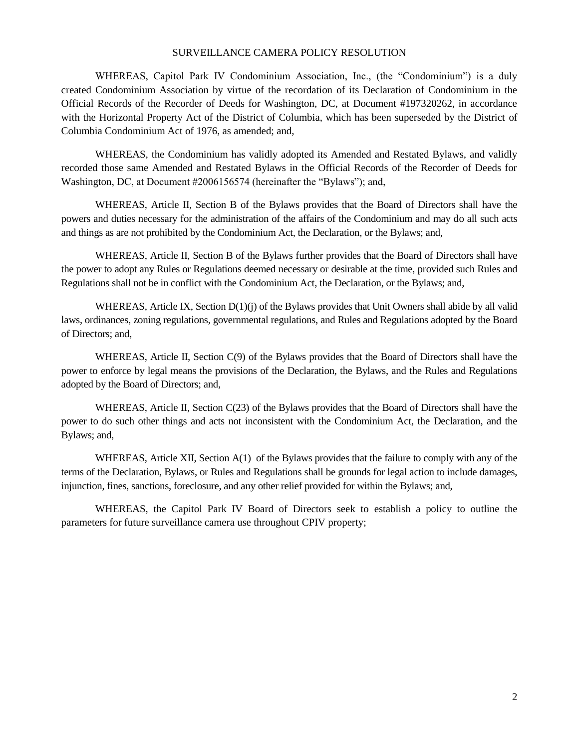# SURVEILLANCE CAMERA POLICY RESOLUTION

WHEREAS, Capitol Park IV Condominium Association, Inc., (the "Condominium") is a duly created Condominium Association by virtue of the recordation of its Declaration of Condominium in the Official Records of the Recorder of Deeds for Washington, DC, at Document #197320262, in accordance with the Horizontal Property Act of the District of Columbia, which has been superseded by the District of Columbia Condominium Act of 1976, as amended; and,

WHEREAS, the Condominium has validly adopted its Amended and Restated Bylaws, and validly recorded those same Amended and Restated Bylaws in the Official Records of the Recorder of Deeds for Washington, DC, at Document #2006156574 (hereinafter the "Bylaws"); and,

WHEREAS, Article II, Section B of the Bylaws provides that the Board of Directors shall have the powers and duties necessary for the administration of the affairs of the Condominium and may do all such acts and things as are not prohibited by the Condominium Act, the Declaration, or the Bylaws; and,

WHEREAS, Article II, Section B of the Bylaws further provides that the Board of Directors shall have the power to adopt any Rules or Regulations deemed necessary or desirable at the time, provided such Rules and Regulations shall not be in conflict with the Condominium Act, the Declaration, or the Bylaws; and,

WHEREAS, Article IX, Section D(1)(j) of the Bylaws provides that Unit Owners shall abide by all valid laws, ordinances, zoning regulations, governmental regulations, and Rules and Regulations adopted by the Board of Directors; and,

WHEREAS, Article II, Section C(9) of the Bylaws provides that the Board of Directors shall have the power to enforce by legal means the provisions of the Declaration, the Bylaws, and the Rules and Regulations adopted by the Board of Directors; and,

WHEREAS, Article II, Section C(23) of the Bylaws provides that the Board of Directors shall have the power to do such other things and acts not inconsistent with the Condominium Act, the Declaration, and the Bylaws; and,

WHEREAS, Article XII, Section A(1) of the Bylaws provides that the failure to comply with any of the terms of the Declaration, Bylaws, or Rules and Regulations shall be grounds for legal action to include damages, injunction, fines, sanctions, foreclosure, and any other relief provided for within the Bylaws; and,

WHEREAS, the Capitol Park IV Board of Directors seek to establish a policy to outline the parameters for future surveillance camera use throughout CPIV property;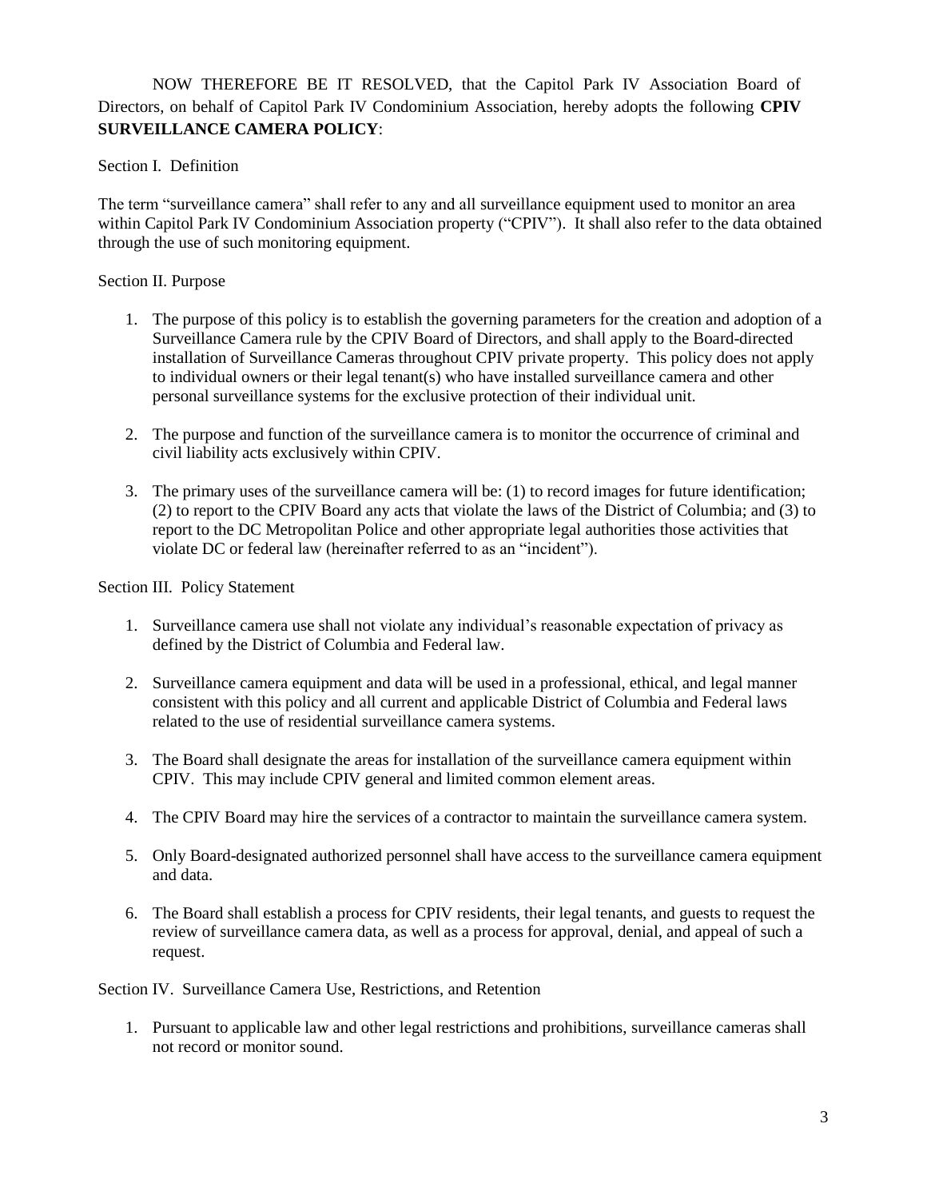NOW THEREFORE BE IT RESOLVED, that the Capitol Park IV Association Board of Directors, on behalf of Capitol Park IV Condominium Association, hereby adopts the following **CPIV SURVEILLANCE CAMERA POLICY**:

Section I. Definition

The term "surveillance camera" shall refer to any and all surveillance equipment used to monitor an area within Capitol Park IV Condominium Association property ("CPIV"). It shall also refer to the data obtained through the use of such monitoring equipment.

Section II. Purpose

1. The purpose of this policy is to establish the governing parameters for the creation and adoption of a Surveillance Camera rule by the CPIV Board of Directors, and shall apply to the Board-directed installation of Surveillance Cameras throughout CPIV private property. This policy does not apply to individual owners or their legal tenant(s) who have installed surveillance camera and other personal surveillance systems for the exclusive protection of their individual unit.

2. The purpose and function of the surveillance camera is to monitor the occurrence of criminal and civil liability acts exclusively within CPIV.

3. The primary uses of the surveillance camera will be: (1) to record images for future identification; (2) to report to the CPIV Board any acts that violate the laws of the District of Columbia; and (3) to report to the DC Metropolitan Police and other appropriate legal authorities those activities that violate DC or federal law (hereinafter referred to as an "incident").

Section III. Policy Statement

1. Surveillance camera use shall not violate any individual's reasonable expectation of privacy as defined by the District of Columbia and Federal law.

2. Surveillance camera equipment and data will be used in a professional, ethical, and legal manner consistent with this policy and all current and applicable District of Columbia and Federal laws related to the use of residential surveillance camera systems.

3. The Board shall designate the areas for installation of the surveillance camera equipment within CPIV. This may include CPIV general and limited common element areas.

4. The CPIV Board may hire the services of a contractor to maintain the surveillance camera system.

5. Only Board-designated authorized personnel shall have access to the surveillance camera equipment and data.

6. The Board shall establish a process for CPIV residents, their legal tenants, and guests to request the review of surveillance camera data, as well as a process for approval, denial, and appeal of such a request.

Section IV. Surveillance Camera Use, Restrictions, and Retention

1. Pursuant to applicable law and other legal restrictions and prohibitions, surveillance cameras shall not record or monitor sound.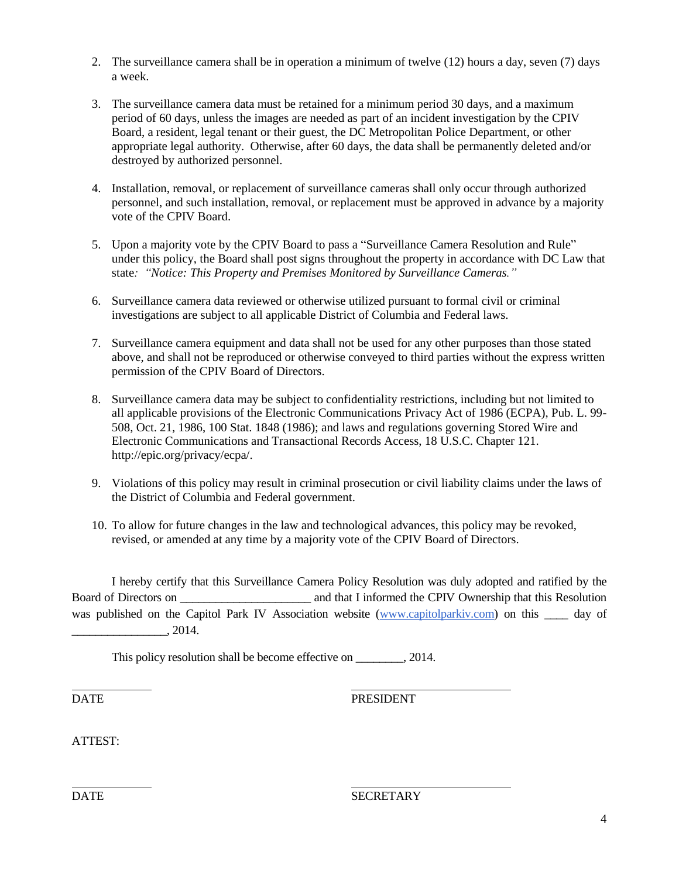2. The surveillance camera shall be in operation a minimum of twelve (12) hours a day, seven (7) days a week.

3. The surveillance camera data must be retained for a minimum period 30 days, and a maximum period of 60 days, unless the images are needed as part of an incident investigation by the CPIV Board, a resident, legal tenant or their guest, the DC Metropolitan Police Department, or other appropriate legal authority. Otherwise, after 60 days, the data shall be permanently deleted and/or destroyed by authorized personnel.

4. Installation, removal, or replacement of surveillance cameras shall only occur through authorized personnel, and such installation, removal, or replacement must be approved in advance by a majority vote of the CPIV Board.

5. Upon a majority vote by the CPIV Board to pass a "Surveillance Camera Resolution and Rule" under this policy, the Board shall post signs throughout the property in accordance with DC Law that state*: "Notice: This Property and Premises Monitored by Surveillance Cameras."*

6. Surveillance camera data reviewed or otherwise utilized pursuant to formal civil or criminal investigations are subject to all applicable District of Columbia and Federal laws.

7. Surveillance camera equipment and data shall not be used for any other purposes than those stated above, and shall not be reproduced or otherwise conveyed to third parties without the express written permission of the CPIV Board of Directors.

8. Surveillance camera data may be subject to confidentiality restrictions, including but not limited to all applicable provisions of the Electronic Communications Privacy Act of 1986 (ECPA), Pub. L. 99-508, Oct. 21, 1986, 100 Stat. 1848 (1986); and laws and regulations governing Stored Wire and Electronic Communications and Transactional Records Access, 18 U.S.C. Chapter 121. http://epic.org/privacy/ecpa/.

9. Violations of this policy may result in criminal prosecution or civil liability claims under the laws of the District of Columbia and Federal government.

10. To allow for future changes in the law and technological advances, this policy may be revoked, revised, or amended at any time by a majority vote of the CPIV Board of Directors.

I hereby certify that this Surveillance Camera Policy Resolution was duly adopted and ratified by the Board of Directors on _____________________ and that I informed the CPIV Ownership that this Resolution was published on the Capitol Park IV Association website ([www.capitolparkiv.com](www.capitolparkiv.com)) on this ____ day of _______________, 2014.

This policy resolution shall be become effective on ________, 2014.

_____________ &emsp;&emsp;&emsp;&emsp;&emsp;&emsp; _________________________

DATE &emsp;&emsp;&emsp;&emsp;&emsp;&emsp;&emsp;&emsp;&emsp;&emsp;&emsp; PRESIDENT

ATTEST:

_____________ &emsp;&emsp;&emsp;&emsp;&emsp;&emsp; _________________________

DATE &emsp;&emsp;&emsp;&emsp;&emsp;&emsp;&emsp;&emsp;&emsp;&emsp;&emsp; SECRETARY